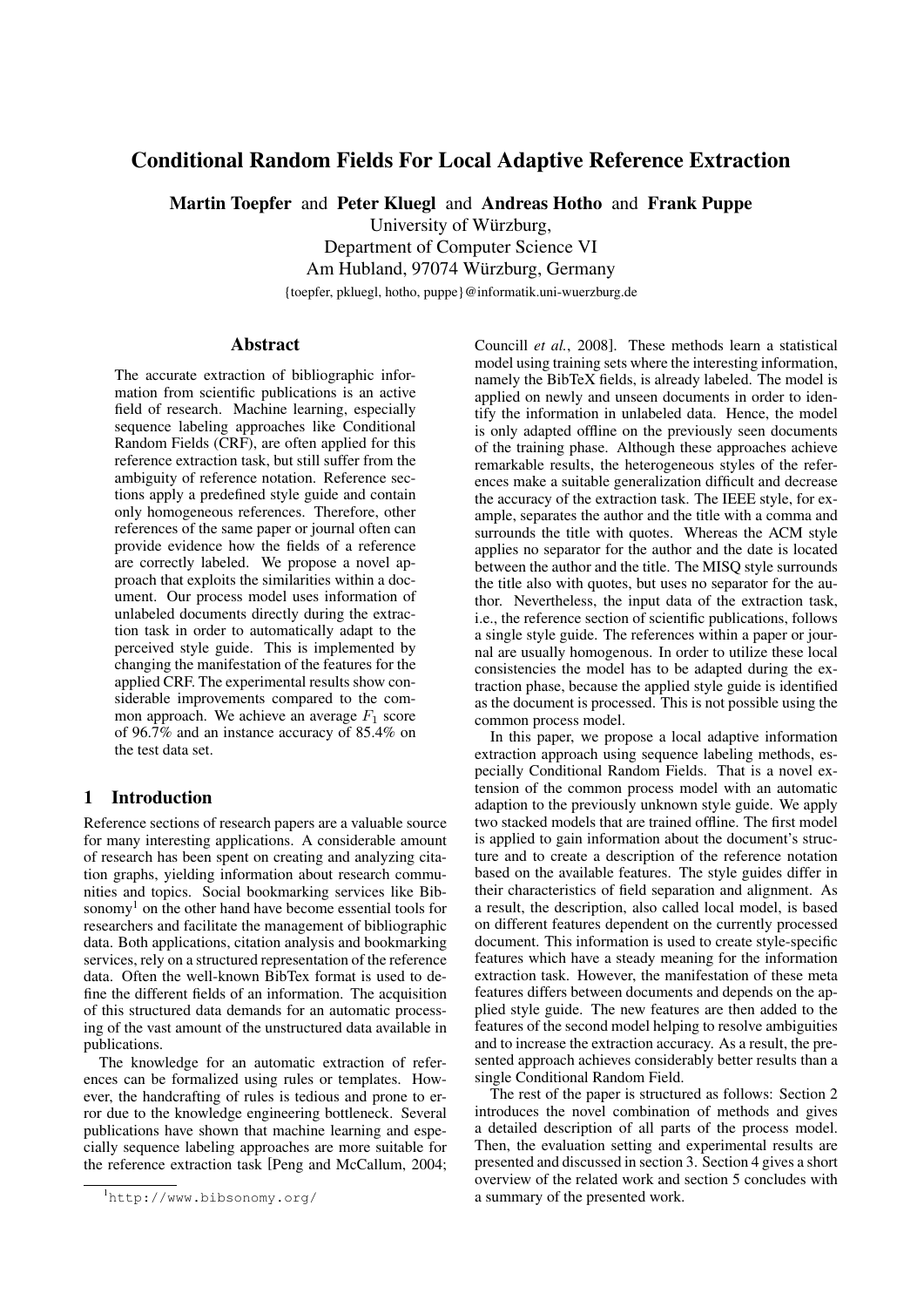# Conditional Random Fields For Local Adaptive Reference Extraction

**Martin Toepfer** and **Peter Kluegl** and **Andreas Hotho** and **Frank Puppe**
University of Würzburg,
Department of Computer Science VI
Am Hubland, 97074 Würzburg, Germany
{toepfer, pkluegl, hotho, puppe}@informatik.uni-wuerzburg.de

## Abstract

The accurate extraction of bibliographic information from scientific publications is an active field of research. Machine learning, especially sequence labeling approaches like Conditional Random Fields (CRF), are often applied for this reference extraction task, but still suffer from the ambiguity of reference notation. Reference sections apply a predefined style guide and contain only homogeneous references. Therefore, other references of the same paper or journal often can provide evidence how the fields of a reference are correctly labeled. We propose a novel approach that exploits the similarities within a document. Our process model uses information of unlabeled documents directly during the extraction task in order to automatically adapt to the perceived style guide. This is implemented by changing the manifestation of the features for the applied CRF. The experimental results show considerable improvements compared to the common approach. We achieve an average $F_1$ score of 96.7% and an instance accuracy of 85.4% on the test data set.

## 1 Introduction

Reference sections of research papers are a valuable source for many interesting applications. A considerable amount of research has been spent on creating and analyzing citation graphs, yielding information about research communities and topics. Social bookmarking services like Bibsonomy[1] on the other hand have become essential tools for researchers and facilitate the management of bibliographic data. Both applications, citation analysis and bookmarking services, rely on a structured representation of the reference data. Often the well-known BibTex format is used to define the different fields of an information. The acquisition of this structured data demands for an automatic processing of the vast amount of the unstructured data available in publications.

The knowledge for an automatic extraction of references can be formalized using rules or templates. However, the handcrafting of rules is tedious and prone to error due to the knowledge engineering bottleneck. Several publications have shown that machine learning and especially sequence labeling approaches are more suitable for the reference extraction task [Peng and McCallum, 2004; Councill *et al.*, 2008]. These methods learn a statistical model using training sets where the interesting information, namely the BibTeX fields, is already labeled. The model is applied on newly and unseen documents in order to identify the information in unlabeled data. Hence, the model is only adapted offline on the previously seen documents of the training phase. Although these approaches achieve remarkable results, the heterogeneous styles of the references make a suitable generalization difficult and decrease the accuracy of the extraction task. The IEEE style, for example, separates the author and the title with a comma and surrounds the title with quotes. Whereas the ACM style applies no separator for the author and the date is located between the author and the title. The MISQ style surrounds the title also with quotes, but uses no separator for the author. Nevertheless, the input data of the extraction task, i.e., the reference section of scientific publications, follows a single style guide. The references within a paper or journal are usually homogenous. In order to utilize these local consistencies the model has to be adapted during the extraction phase, because the applied style guide is identified as the document is processed. This is not possible using the common process model.

In this paper, we propose a local adaptive information extraction approach using sequence labeling methods, especially Conditional Random Fields. That is a novel extension of the common process model with an automatic adaption to the previously unknown style guide. We apply two stacked models that are trained offline. The first model is applied to gain information about the document's structure and to create a description of the reference notation based on the available features. The style guides differ in their characteristics of field separation and alignment. As a result, the description, also called local model, is based on different features dependent on the currently processed document. This information is used to create style-specific features which have a steady meaning for the information extraction task. However, the manifestation of these meta features differs between documents and depends on the applied style guide. The new features are then added to the features of the second model helping to resolve ambiguities and to increase the extraction accuracy. As a result, the presented approach achieves considerably better results than a single Conditional Random Field.

The rest of the paper is structured as follows: Section 2 introduces the novel combination of methods and gives a detailed description of all parts of the process model. Then, the evaluation setting and experimental results are presented and discussed in section 3. Section 4 gives a short overview of the related work and section 5 concludes with a summary of the presented work.

[1] http://www.bibsonomy.org/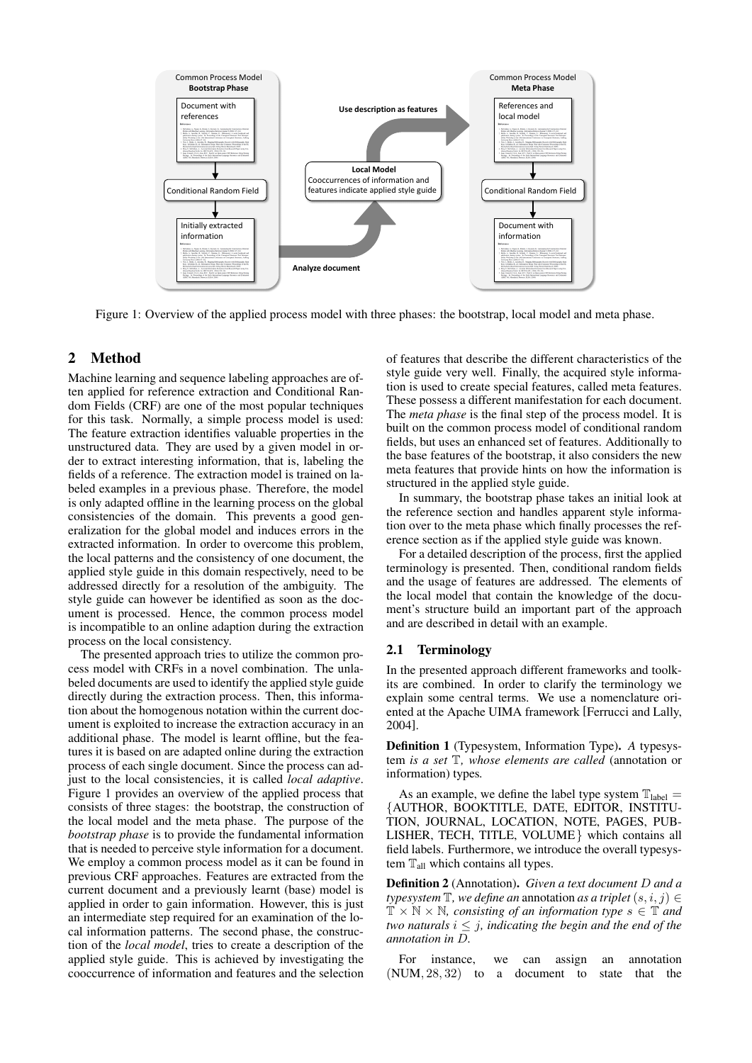Figure 1: Overview of the applied process model with three phases: the bootstrap, local model and meta phase.

## 2 Method

Machine learning and sequence labeling approaches are often applied for reference extraction and Conditional Random Fields (CRF) are one of the most popular techniques for this task. Normally, a simple process model is used: The feature extraction identifies valuable properties in the unstructured data. They are used by a given model in order to extract interesting information, that is, labeling the fields of a reference. The extraction model is trained on labeled examples in a previous phase. Therefore, the model is only adapted offline in the learning process on the global consistencies of the domain. This prevents a good generalization for the global model and induces errors in the extracted information. In order to overcome this problem, the local patterns and the consistency of one document, the applied style guide in this domain respectively, need to be addressed directly for a resolution of the ambiguity. The style guide can however be identified as soon as the document is processed. Hence, the common process model is incompatible to an online adaption during the extraction process on the local consistency.

The presented approach tries to utilize the common process model with CRFs in a novel combination. The unlabeled documents are used to identify the applied style guide directly during the extraction process. Then, this information about the homogenous notation within the current document is exploited to increase the extraction accuracy in an additional phase. The model is learnt offline, but the features it is based on are adapted online during the extraction process of each single document. Since the process can adjust to the local consistencies, it is called *local adaptive*. Figure 1 provides an overview of the applied process that consists of three stages: the bootstrap, the construction of the local model and the meta phase. The purpose of the *bootstrap phase* is to provide the fundamental information that is needed to perceive style information for a document. We employ a common process model as it can be found in previous CRF approaches. Features are extracted from the current document and a previously learnt (base) model is applied in order to gain information. However, this is just an intermediate step required for an examination of the local information patterns. The second phase, the construction of the *local model*, tries to create a description of the applied style guide. This is achieved by investigating the cooccurrence of information and features and the selection of features that describe the different characteristics of the style guide very well. Finally, the acquired style information is used to create special features, called meta features. These possess a different manifestation for each document. The *meta phase* is the final step of the process model. It is built on the common process model of conditional random fields, but uses an enhanced set of features. Additionally to the base features of the bootstrap, it also considers the new meta features that provide hints on how the information is structured in the applied style guide.

In summary, the bootstrap phase takes an initial look at the reference section and handles apparent style information over to the meta phase which finally processes the reference section as if the applied style guide was known.

For a detailed description of the process, first the applied terminology is presented. Then, conditional random fields and the usage of features are addressed. The elements of the local model that contain the knowledge of the document's structure build an important part of the approach and are described in detail with an example.

### 2.1 Terminology

In the presented approach different frameworks and toolkits are combined. In order to clarify the terminology we explain some central terms. We use a nomenclature oriented at the Apache UIMA framework [Ferrucci and Lally, 2004].

**Definition 1** (Typesystem, Information Type)**.** *A* typesystem *is a set* $\mathbb{T}$*, whose elements are called* (annotation or information) types*.*

As an example, we define the label type system $\mathbb{T}_{\text{label}} = \{$AUTHOR, BOOKTITLE, DATE, EDITOR, INSTITUTION, JOURNAL, LOCATION, NOTE, PAGES, PUBLISHER, TECH, TITLE, VOLUME$\}$ which contains all field labels. Furthermore, we introduce the overall typesystem $\mathbb{T}_{\text{all}}$ which contains all types.

**Definition 2** (Annotation)**.** *Given a text document $D$ and a typesystem $\mathbb{T}$, we define an* annotation *as a triplet $(s, i, j) \in \mathbb{T} \times \mathbb{N} \times \mathbb{N}$, consisting of an information type $s \in \mathbb{T}$ and two naturals $i \leq j$, indicating the begin and the end of the annotation in $D$.*

For instance, we can assign an annotation $(\text{NUM}, 28, 32)$ to a document to state that the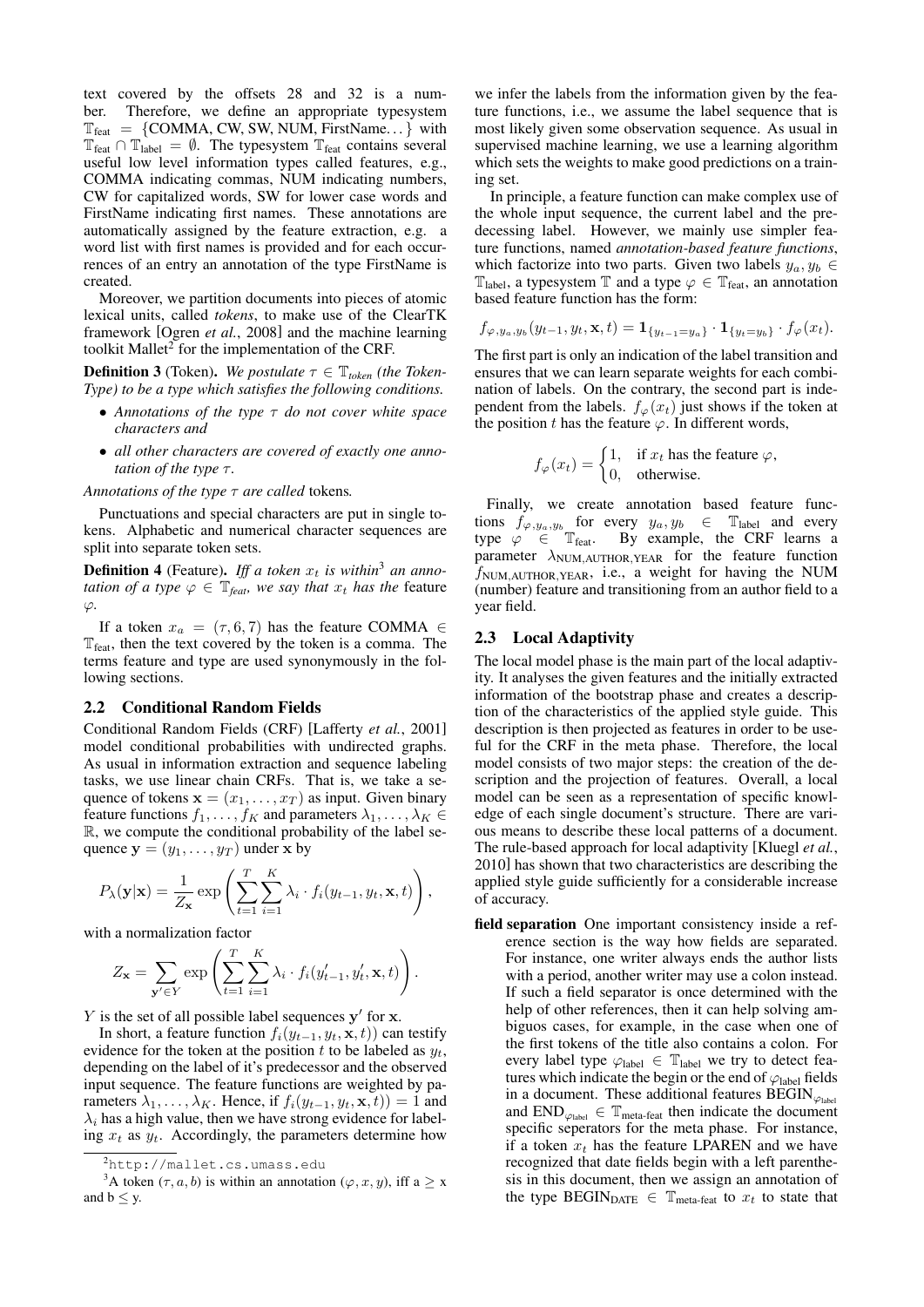text covered by the offsets 28 and 32 is a number. Therefore, we define an appropriate typesystem $\mathbb{T}_{\text{feat}} = \{\text{COMMA, CW, SW, NUM, FirstName}\ldots\}$ with $\mathbb{T}_{\text{feat}} \cap \mathbb{T}_{\text{label}} = \emptyset$. The typesystem $\mathbb{T}_{\text{feat}}$ contains several useful low level information types called features, e.g., COMMA indicating commas, NUM indicating numbers, CW for capitalized words, SW for lower case words and FirstName indicating first names. These annotations are automatically assigned by the feature extraction, e.g. a word list with first names is provided and for each occurrences of an entry an annotation of the type FirstName is created.

Moreover, we partition documents into pieces of atomic lexical units, called *tokens*, to make use of the ClearTK framework [Ogren *et al.*, 2008] and the machine learning toolkit Mallet[2] for the implementation of the CRF.

**Definition 3** (Token). *We postulate $\tau \in \mathbb{T}_{token}$ (the Token-Type) to be a type which satisfies the following conditions.*

- *Annotations of the type $\tau$ do not cover white space characters and*
- *all other characters are covered of exactly one annotation of the type $\tau$.*

*Annotations of the type $\tau$ are called* tokens*.*

Punctuations and special characters are put in single tokens. Alphabetic and numerical character sequences are split into separate token sets.

**Definition 4** (Feature). *Iff a token $x_t$ is within*[3] *an annotation of a type $\varphi \in \mathbb{T}_{feat}$, we say that $x_t$ has the* feature *$\varphi$.*

If a token $x_a = (\tau, 6, 7)$ has the feature COMMA $\in \mathbb{T}_{\text{feat}}$, then the text covered by the token is a comma. The terms feature and type are used synonymously in the following sections.

## 2.2 Conditional Random Fields

Conditional Random Fields (CRF) [Lafferty *et al.*, 2001] model conditional probabilities with undirected graphs. As usual in information extraction and sequence labeling tasks, we use linear chain CRFs. That is, we take a sequence of tokens $\mathbf{x} = (x_1, \ldots, x_T)$ as input. Given binary feature functions $f_1, \ldots, f_K$ and parameters $\lambda_1, \ldots, \lambda_K \in \mathbb{R}$, we compute the conditional probability of the label sequence $\mathbf{y} = (y_1, \ldots, y_T)$ under $\mathbf{x}$ by

$$P_\lambda(\mathbf{y}|\mathbf{x}) = \frac{1}{Z_\mathbf{x}} \exp\left(\sum_{t=1}^{T}\sum_{i=1}^{K} \lambda_i \cdot f_i(y_{t-1}, y_t, \mathbf{x}, t)\right),$$

with a normalization factor

$$Z_\mathbf{x} = \sum_{\mathbf{y}' \in Y} \exp\left(\sum_{t=1}^{T}\sum_{i=1}^{K} \lambda_i \cdot f_i(y'_{t-1}, y'_t, \mathbf{x}, t)\right).$$

$Y$ is the set of all possible label sequences $\mathbf{y}'$ for $\mathbf{x}$.

In short, a feature function $f_i(y_{t-1}, y_t, \mathbf{x}, t))$ can testify evidence for the token at the position $t$ to be labeled as $y_t$, depending on the label of it's predecessor and the observed input sequence. The feature functions are weighted by parameters $\lambda_1, \ldots, \lambda_K$. Hence, if $f_i(y_{t-1}, y_t, \mathbf{x}, t)) = 1$ and $\lambda_i$ has a high value, then we have strong evidence for labeling $x_t$ as $y_t$. Accordingly, the parameters determine how we infer the labels from the information given by the feature functions, i.e., we assume the label sequence that is most likely given some observation sequence. As usual in supervised machine learning, we use a learning algorithm which sets the weights to make good predictions on a training set.

In principle, a feature function can make complex use of the whole input sequence, the current label and the predecessing label. However, we mainly use simpler feature functions, named *annotation-based feature functions*, which factorize into two parts. Given two labels $y_a, y_b \in \mathbb{T}_{\text{label}}$, a typesystem $\mathbb{T}$ and a type $\varphi \in \mathbb{T}_{\text{feat}}$, an annotation based feature function has the form:

$$f_{\varphi, y_a, y_b}(y_{t-1}, y_t, \mathbf{x}, t) = \mathbf{1}_{\{y_{t-1} = y_a\}} \cdot \mathbf{1}_{\{y_t = y_b\}} \cdot f_\varphi(x_t).$$

The first part is only an indication of the label transition and ensures that we can learn separate weights for each combination of labels. On the contrary, the second part is independent from the labels. $f_\varphi(x_t)$ just shows if the token at the position $t$ has the feature $\varphi$. In different words,

$$f_\varphi(x_t) = \begin{cases} 1, & \text{if } x_t \text{ has the feature } \varphi, \\ 0, & \text{otherwise.} \end{cases}$$

Finally, we create annotation based feature functions $f_{\varphi, y_a, y_b}$ for every $y_a, y_b \in \mathbb{T}_{\text{label}}$ and every type $\varphi \in \mathbb{T}_{\text{feat}}$. By example, the CRF learns a parameter $\lambda_{\text{NUM,AUTHOR,YEAR}}$ for the feature function $f_{\text{NUM,AUTHOR,YEAR}}$, i.e., a weight for having the NUM (number) feature and transitioning from an author field to a year field.

## 2.3 Local Adaptivity

The local model phase is the main part of the local adaptivity. It analyses the given features and the initially extracted information of the bootstrap phase and creates a description of the characteristics of the applied style guide. This description is then projected as features in order to be useful for the CRF in the meta phase. Therefore, the local model consists of two major steps: the creation of the description and the projection of features. Overall, a local model can be seen as a representation of specific knowledge of each single document's structure. There are various means to describe these local patterns of a document. The rule-based approach for local adaptivity [Kluegl *et al.*, 2010] has shown that two characteristics are describing the applied style guide sufficiently for a considerable increase of accuracy.

**field separation** One important consistency inside a reference section is the way how fields are separated. For instance, one writer always ends the author lists with a period, another writer may use a colon instead. If such a field separator is once determined with the help of other references, then it can help solving ambiguos cases, for example, in the case when one of the first tokens of the title also contains a colon. For every label type $\varphi_{\text{label}} \in \mathbb{T}_{\text{label}}$ we try to detect features which indicate the begin or the end of $\varphi_{\text{label}}$ fields in a document. These additional features $\text{BEGIN}_{\varphi_{\text{label}}}$ and $\text{END}_{\varphi_{\text{label}}} \in \mathbb{T}_{\text{meta-feat}}$ then indicate the document specific seperators for the meta phase. For instance, if a token $x_t$ has the feature LPAREN and we have recognized that date fields begin with a left parenthesis in this document, then we assign an annotation of the type $\text{BEGIN}_{\text{DATE}} \in \mathbb{T}_{\text{meta-feat}}$ to $x_t$ to state that

---

[2] http://mallet.cs.umass.edu

[3] A token $(\tau, a, b)$ is within an annotation $(\varphi, x, y)$, iff $a \geq x$ and $b \leq y$.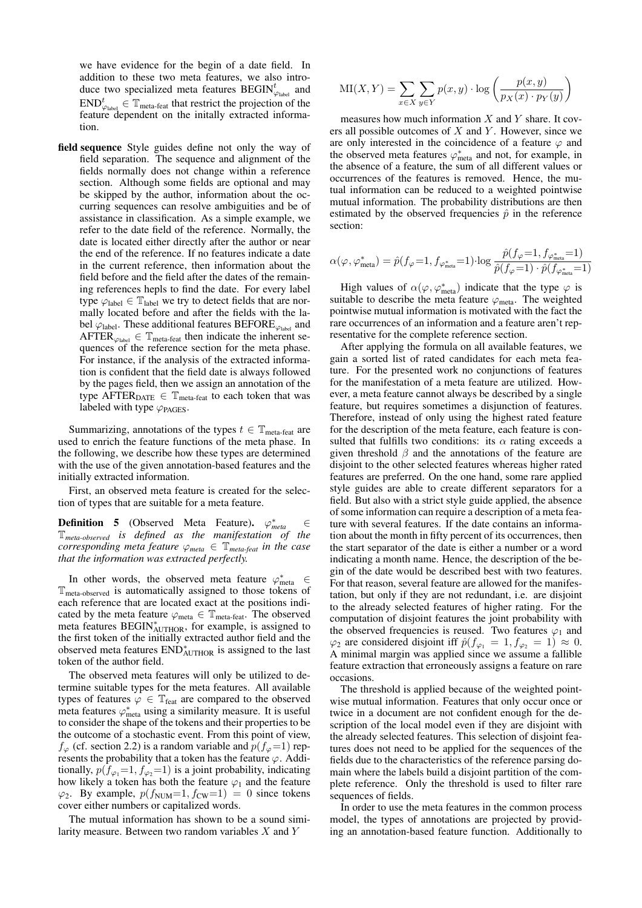we have evidence for the begin of a date field. In addition to these two meta features, we also introduce two specialized meta features $\text{BEGIN}^t_{\varphi_{\text{label}}}$ and $\text{END}^t_{\varphi_{\text{label}}} \in \mathbb{T}_{\text{meta-feat}}$ that restrict the projection of the feature dependent on the initally extracted information.

**field sequence** Style guides define not only the way of field separation. The sequence and alignment of the fields normally does not change within a reference section. Although some fields are optional and may be skipped by the author, information about the occurring sequences can resolve ambiguities and be of assistance in classification. As a simple example, we refer to the date field of the reference. Normally, the date is located either directly after the author or near the end of the reference. If no features indicate a date in the current reference, then information about the field before and the field after the dates of the remaining references hepls to find the date. For every label type $\varphi_{\text{label}} \in \mathbb{T}_{\text{label}}$ we try to detect fields that are normally located before and after the fields with the label $\varphi_{\text{label}}$. These additional features $\text{BEFORE}_{\varphi_{\text{label}}}$ and $\text{AFTER}_{\varphi_{\text{label}}} \in \mathbb{T}_{\text{meta-feat}}$ then indicate the inherent sequences of the reference section for the meta phase. For instance, if the analysis of the extracted information is confident that the field date is always followed by the pages field, then we assign an annotation of the type $\text{AFTER}_{\text{DATE}} \in \mathbb{T}_{\text{meta-feat}}$ to each token that was labeled with type $\varphi_{\text{PAGES}}$.

Summarizing, annotations of the types $t \in \mathbb{T}_{\text{meta-feat}}$ are used to enrich the feature functions of the meta phase. In the following, we describe how these types are determined with the use of the given annotation-based features and the initially extracted information.

First, an observed meta feature is created for the selection of types that are suitable for a meta feature.

**Definition 5** (Observed Meta Feature). *$\varphi^*_{meta} \in \mathbb{T}_{meta\text{-}observed}$ is defined as the manifestation of the corresponding meta feature $\varphi_{meta} \in \mathbb{T}_{meta\text{-}feat}$ in the case that the information was extracted perfectly.*

In other words, the observed meta feature $\varphi^*_{\text{meta}} \in \mathbb{T}_{\text{meta-observed}}$ is automatically assigned to those tokens of each reference that are located exact at the positions indicated by the meta feature $\varphi_{\text{meta}} \in \mathbb{T}_{\text{meta-feat}}$. The observed meta features $\text{BEGIN}^*_{\text{AUTHOR}}$, for example, is assigned to the first token of the initially extracted author field and the observed meta features $\text{END}^*_{\text{AUTHOR}}$ is assigned to the last token of the author field.

The observed meta features will only be utilized to determine suitable types for the meta features. All available types of features $\varphi \in \mathbb{T}_{\text{feat}}$ are compared to the observed meta features $\varphi^*_{\text{meta}}$ using a similarity measure. It is useful to consider the shape of the tokens and their properties to be the outcome of a stochastic event. From this point of view, $f_\varphi$ (cf. section 2.2) is a random variable and $p(f_\varphi{=}1)$ represents the probability that a token has the feature $\varphi$. Additionally, $p(f_{\varphi_1}{=}1, f_{\varphi_2}{=}1)$ is a joint probability, indicating how likely a token has both the feature $\varphi_1$ and the feature $\varphi_2$. By example, $p(f_{\text{NUM}}{=}1, f_{\text{CW}}{=}1) = 0$ since tokens cover either numbers or capitalized words.

The mutual information has shown to be a sound similarity measure. Between two random variables $X$ and $Y$

$$\text{MI}(X, Y) = \sum_{x \in X} \sum_{y \in Y} p(x, y) \cdot \log \left( \frac{p(x, y)}{p_X(x) \cdot p_Y(y)} \right)$$

measures how much information $X$ and $Y$ share. It covers all possible outcomes of $X$ and $Y$. However, since we are only interested in the coincidence of a feature $\varphi$ and the observed meta features $\varphi^*_{\text{meta}}$ and not, for example, in the absence of a feature, the sum of all different values or occurrences of the features is removed. Hence, the mutual information can be reduced to a weighted pointwise mutual information. The probability distributions are then estimated by the observed frequencies $\hat{p}$ in the reference section:

$$\alpha(\varphi, \varphi^*_{\text{meta}}) = \hat{p}(f_\varphi{=}1, f_{\varphi^*_{\text{meta}}}{=}1) \cdot \log \frac{\hat{p}(f_\varphi{=}1, f_{\varphi^*_{\text{meta}}}{=}1)}{\hat{p}(f_\varphi{=}1) \cdot \hat{p}(f_{\varphi^*_{\text{meta}}}{=}1)}$$

High values of $\alpha(\varphi, \varphi^*_{\text{meta}})$ indicate that the type $\varphi$ is suitable to describe the meta feature $\varphi_{\text{meta}}$. The weighted pointwise mutual information is motivated with the fact the rare occurrences of an information and a feature aren't representative for the complete reference section.

After applying the formula on all available features, we gain a sorted list of rated candidates for each meta feature. For the presented work no conjunctions of features for the manifestation of a meta feature are utilized. However, a meta feature cannot always be described by a single feature, but requires sometimes a disjunction of features. Therefore, instead of only using the highest rated feature for the description of the meta feature, each feature is consulted that fulfills two conditions: its $\alpha$ rating exceeds a given threshold $\beta$ and the annotations of the feature are disjoint to the other selected features whereas higher rated features are preferred. On the one hand, some rare applied style guides are able to create different separators for a field. But also with a strict style guide applied, the absence of some information can require a description of a meta feature with several features. If the date contains an information about the month in fifty percent of its occurrences, then the start separator of the date is either a number or a word indicating a month name. Hence, the description of the begin of the date would be described best with two features. For that reason, several feature are allowed for the manifestation, but only if they are not redundant, i.e. are disjoint to the already selected features of higher rating. For the computation of disjoint features the joint probability with the observed frequencies is reused. Two features $\varphi_1$ and $\varphi_2$ are considered disjoint iff $\hat{p}(f_{\varphi_1} = 1, f_{\varphi_2} = 1) \approx 0$. A minimal margin was applied since we assume a fallible feature extraction that erroneously assigns a feature on rare occasions.

The threshold is applied because of the weighted pointwise mutual information. Features that only occur once or twice in a document are not confident enough for the description of the local model even if they are disjoint with the already selected features. This selection of disjoint features does not need to be applied for the sequences of the fields due to the characteristics of the reference parsing domain where the labels build a disjoint partition of the complete reference. Only the threshold is used to filter rare sequences of fields.

In order to use the meta features in the common process model, the types of annotations are projected by providing an annotation-based feature function. Additionally to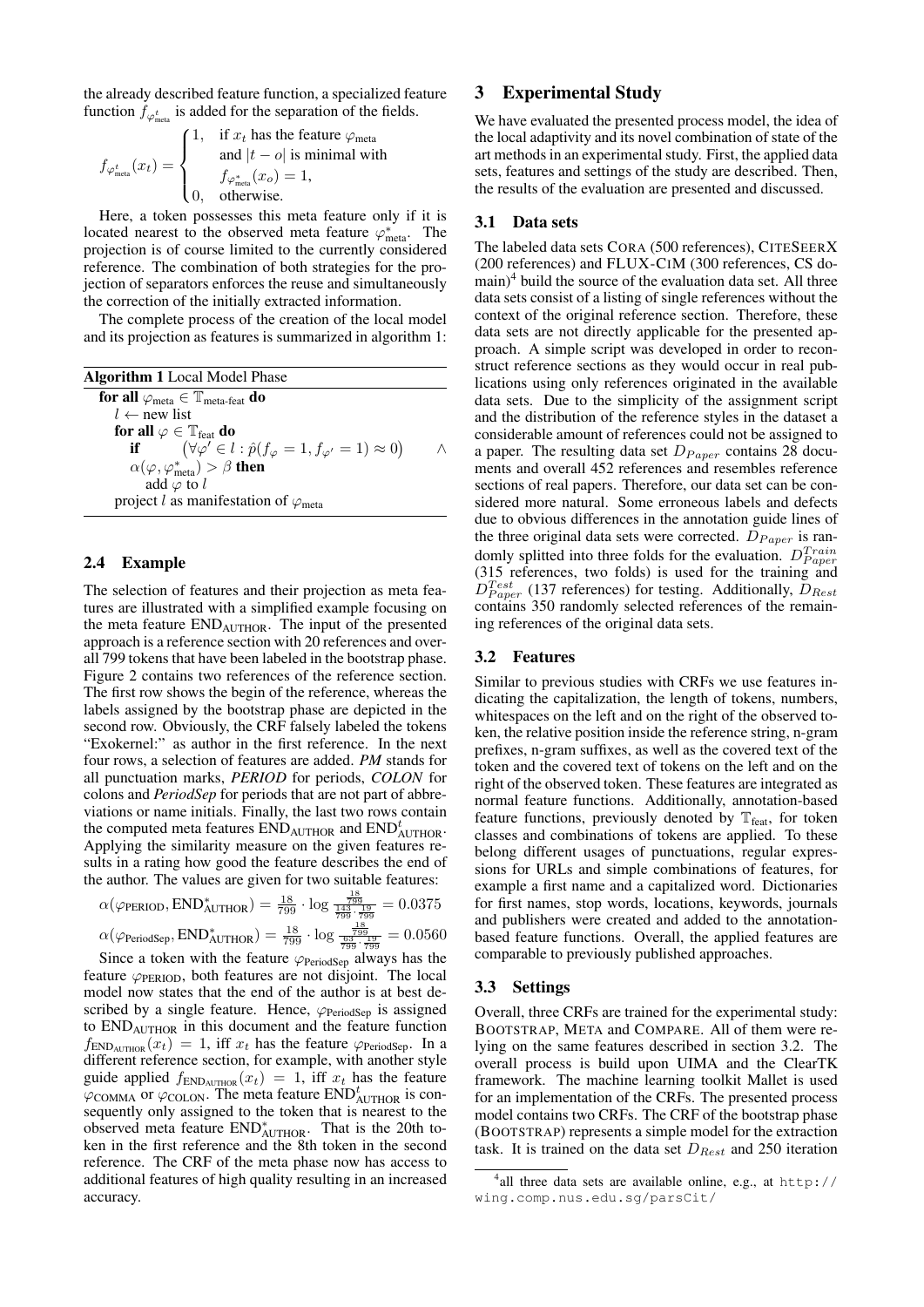the already described feature function, a specialized feature function $f_{\varphi^t_{\text{meta}}}$ is added for the separation of the fields.

$$f_{\varphi^t_{\text{meta}}}(x_t) = \begin{cases} 1, & \text{if } x_t \text{ has the feature } \varphi_{\text{meta}} \\ & \text{and } |t-o| \text{ is minimal with} \\ & f_{\varphi^*_{\text{meta}}}(x_o) = 1, \\ 0, & \text{otherwise.} \end{cases}$$

Here, a token possesses this meta feature only if it is located nearest to the observed meta feature $\varphi^*_{\text{meta}}$. The projection is of course limited to the currently considered reference. The combination of both strategies for the projection of separators enforces the reuse and simultaneously the correction of the initially extracted information.

The complete process of the creation of the local model and its projection as features is summarized in algorithm 1:

**Algorithm 1** Local Model Phase

```
for all φ_meta ∈ T_meta-feat do
    l ← new list
    for all φ ∈ T_feat do
        if (∀φ' ∈ l : p̂(f_φ = 1, f_φ' = 1) ≈ 0) ∧ α(φ, φ*_meta) > β then
            add φ to l
    project l as manifestation of φ_meta
```

### 2.4 Example

The selection of features and their projection as meta features are illustrated with a simplified example focusing on the meta feature $\text{END}_{\text{AUTHOR}}$. The input of the presented approach is a reference section with 20 references and overall 799 tokens that have been labeled in the bootstrap phase. Figure 2 contains two references of the reference section. The first row shows the begin of the reference, whereas the labels assigned by the bootstrap phase are depicted in the second row. Obviously, the CRF falsely labeled the tokens "Exokernel:" as author in the first reference. In the next four rows, a selection of features are added. *PM* stands for all punctuation marks, *PERIOD* for periods, *COLON* for colons and *PeriodSep* for periods that are not part of abbreviations or name initials. Finally, the last two rows contain the computed meta features $\text{END}_{\text{AUTHOR}}$ and $\text{END}^t_{\text{AUTHOR}}$. Applying the similarity measure on the given features results in a rating how good the feature describes the end of the author. The values are given for two suitable features:

$$\alpha(\varphi_{\text{PERIOD}}, \text{END}^*_{\text{AUTHOR}}) = \frac{18}{799} \cdot \log \frac{\frac{18}{799}}{\frac{143}{799} \cdot \frac{19}{799}} = 0.0375$$

$$\alpha(\varphi_{\text{PeriodSep}}, \text{END}^*_{\text{AUTHOR}}) = \frac{18}{799} \cdot \log \frac{\frac{18}{799}}{\frac{63}{799} \cdot \frac{19}{799}} = 0.0560$$

Since a token with the feature $\varphi_{\text{PeriodSep}}$ always has the feature $\varphi_{\text{PERIOD}}$, both features are not disjoint. The local model now states that the end of the author is at best described by a single feature. Hence, $\varphi_{\text{PeriodSep}}$ is assigned to $\text{END}_{\text{AUTHOR}}$ in this document and the feature function $f_{\text{END}_{\text{AUTHOR}}}(x_t) = 1$, iff $x_t$ has the feature $\varphi_{\text{PeriodSep}}$. In a different reference section, for example, with another style guide applied $f_{\text{END}_{\text{AUTHOR}}}(x_t) = 1$, iff $x_t$ has the feature $\varphi_{\text{COMMA}}$ or $\varphi_{\text{COLON}}$. The meta feature $\text{END}^t_{\text{AUTHOR}}$ is consequently only assigned to the token that is nearest to the observed meta feature $\text{END}^*_{\text{AUTHOR}}$. That is the 20th token in the first reference and the 8th token in the second reference. The CRF of the meta phase now has access to additional features of high quality resulting in an increased accuracy.

## 3 Experimental Study

We have evaluated the presented process model, the idea of the local adaptivity and its novel combination of state of the art methods in an experimental study. First, the applied data sets, features and settings of the study are described. Then, the results of the evaluation are presented and discussed.

### 3.1 Data sets

The labeled data sets CORA (500 references), CITESEERX (200 references) and FLUX-CIM (300 references, CS domain)[4] build the source of the evaluation data set. All three data sets consist of a listing of single references without the context of the original reference section. Therefore, these data sets are not directly applicable for the presented approach. A simple script was developed in order to reconstruct reference sections as they would occur in real publications using only references originated in the available data sets. Due to the simplicity of the assignment script and the distribution of the reference styles in the dataset a considerable amount of references could not be assigned to a paper. The resulting data set $D_{Paper}$ contains 28 documents and overall 452 references and resembles reference sections of real papers. Therefore, our data set can be considered more natural. Some erroneous labels and defects due to obvious differences in the annotation guide lines of the three original data sets were corrected. $D_{Paper}$ is randomly splitted into three folds for the evaluation. $D^{Train}_{Paper}$ (315 references, two folds) is used for the training and $D^{Test}_{Paper}$ (137 references) for testing. Additionally, $D_{Rest}$ contains 350 randomly selected references of the remaining references of the original data sets.

### 3.2 Features

Similar to previous studies with CRFs we use features indicating the capitalization, the length of tokens, numbers, whitespaces on the left and on the right of the observed token, the relative position inside the reference string, n-gram prefixes, n-gram suffixes, as well as the covered text of the token and the covered text of tokens on the left and on the right of the observed token. These features are integrated as normal feature functions. Additionally, annotation-based feature functions, previously denoted by $\mathbb{T}_{\text{feat}}$, for token classes and combinations of tokens are applied. To these belong different usages of punctuations, regular expressions for URLs and simple combinations of features, for example a first name and a capitalized word. Dictionaries for first names, stop words, locations, keywords, journals and publishers were created and added to the annotation-based feature functions. Overall, the applied features are comparable to previously published approaches.

### 3.3 Settings

Overall, three CRFs are trained for the experimental study: BOOTSTRAP, META and COMPARE. All of them are relying on the same features described in section 3.2. The overall process is build upon UIMA and the ClearTK framework. The machine learning toolkit Mallet is used for an implementation of the CRFs. The presented process model contains two CRFs. The CRF of the bootstrap phase (BOOTSTRAP) represents a simple model for the extraction task. It is trained on the data set $D_{Rest}$ and 250 iteration

[4] all three data sets are available online, e.g., at http://wing.comp.nus.edu.sg/parsCit/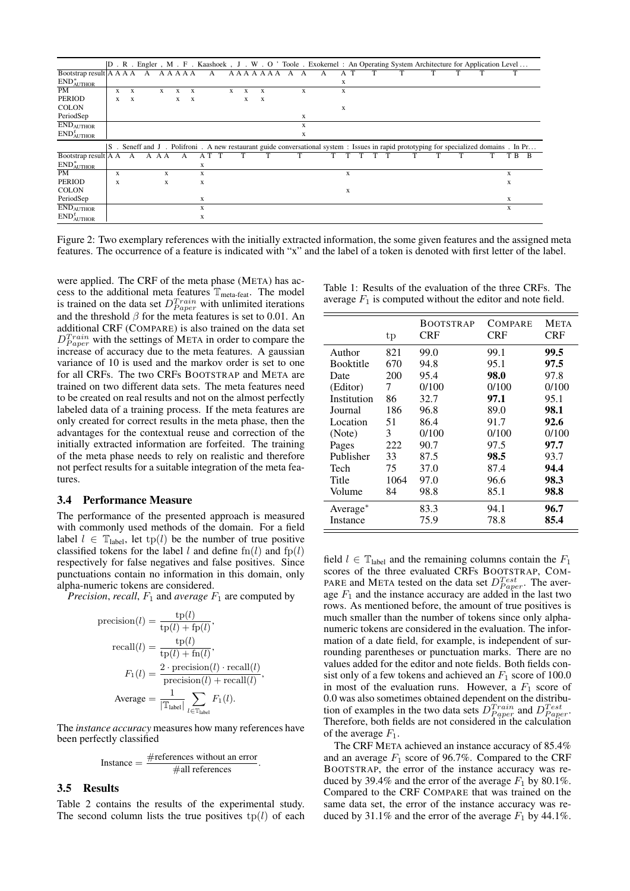| | D | . | R | . | Engler | , | M | . | F | . | Kaashoek | , | J | . | W | . | O | ' | Toole | . | Exokernel | : | An | Operating | System | Architecture | for | Application | Level | … |
|---|---|---|---|---|---|---|---|---|---|---|---|---|---|---|---|---|---|---|---|---|---|---|---|---|---|---|---|---|---|---|
| Bootstrap result | A | A | A | A | A | A | A | A | A | A | A | A | A | A | A | A | A | A | A | A | A | A | T | T | T | T | T | T | T | |
| $\text{END}^{*}_{\text{AUTHOR}}$ | | | | | | | | | | | | | | | | | | | | | | x | | | | | | | | |
| PM | | x | | x | | x | | x | | x | | x | | x | | x | | | | x | | x | | | | | | | | |
| PERIOD | | x | | x | | | | x | | x | | | | x | | x | | | | | | | | | | | | | | |
| COLON | | | | | | | | | | | | | | | | | | | | | | x | | | | | | | | |
| PeriodSep | | | | | | | | | | | | | | | | | | | | x | | | | | | | | | | |
| $\text{END}_{\text{AUTHOR}}$ | | | | | | | | | | | | | | | | | | | | x | | | | | | | | | | |
| $\text{END}^{t}_{\text{AUTHOR}}$ | | | | | | | | | | | | | | | | | | | | x | | | | | | | | | | |

| | S | . | Seneff | and | J | . | Polifroni | . | A | new | restaurant | guide | conversational | system | : | Issues | in | rapid | prototyping | for | specialized | domains | . | In | Pr… |
|---|---|---|---|---|---|---|---|---|---|---|---|---|---|---|---|---|---|---|---|---|---|---|---|---|---|
| Bootstrap result | A | A | A | A | A | A | A | A | T | T | T | T | T | T | T | T | T | T | T | T | T | T | T | B | B |
| $\text{END}^{*}_{\text{AUTHOR}}$ | | | | | | | | x | | | | | | | | | | | | | | | | | |
| PM | | x | | | | x | | x | | | | | | | x | | | | | | | | x | | |
| PERIOD | | x | | | | x | | x | | | | | | | | | | | | | | | x | | |
| COLON | | | | | | | | | | | | | | | x | | | | | | | | | | |
| PeriodSep | | | | | | | | x | | | | | | | | | | | | | | | x | | |
| $\text{END}_{\text{AUTHOR}}$ | | | | | | | | x | | | | | | | | | | | | | | | x | | |
| $\text{END}^{t}_{\text{AUTHOR}}$ | | | | | | | | x | | | | | | | | | | | | | | | | | |

Figure 2: Two exemplary references with the initially extracted information, the some given features and the assigned meta features. The occurrence of a feature is indicated with "x" and the label of a token is denoted with first letter of the label.

were applied. The CRF of the meta phase (META) has access to the additional meta features $\mathbb{T}_{\text{meta-feat}}$. The model is trained on the data set $D^{Train}_{Paper}$ with unlimited iterations and the threshold $\beta$ for the meta features is set to 0.01. An additional CRF (COMPARE) is also trained on the data set $D^{Train}_{Paper}$ with the settings of META in order to compare the increase of accuracy due to the meta features. A gaussian variance of 10 is used and the markov order is set to one for all CRFs. The two CRFs BOOTSTRAP and META are trained on two different data sets. The meta features need to be created on real results and not on the almost perfectly labeled data of a training process. If the meta features are only created for correct results in the meta phase, then the advantages for the contextual reuse and correction of the initially extracted information are forfeited. The training of the meta phase needs to rely on realistic and therefore not perfect results for a suitable integration of the meta features.

Table 1: Results of the evaluation of the three CRFs. The average $F_1$ is computed without the editor and note field.

| | tp | BOOTSTRAP CRF | COMPARE CRF | META CRF |
|---|---|---|---|---|
| Author | 821 | 99.0 | 99.1 | **99.5** |
| Booktitle | 670 | 94.8 | 95.1 | **97.5** |
| Date | 200 | 95.4 | **98.0** | 97.8 |
| (Editor) | 7 | 0/100 | 0/100 | 0/100 |
| Institution | 86 | 32.7 | **97.1** | 95.1 |
| Journal | 186 | 96.8 | 89.0 | **98.1** |
| Location | 51 | 86.4 | 91.7 | **92.6** |
| (Note) | 3 | 0/100 | 0/100 | 0/100 |
| Pages | 222 | 90.7 | 97.5 | **97.7** |
| Publisher | 33 | 87.5 | **98.5** | 93.7 |
| Tech | 75 | 37.0 | 87.4 | **94.4** |
| Title | 1064 | 97.0 | 96.6 | **98.3** |
| Volume | 84 | 98.8 | 85.1 | **98.8** |
| Average* | | 83.3 | 94.1 | **96.7** |
| Instance | | 75.9 | 78.8 | **85.4** |

### 3.4 Performance Measure

The performance of the presented approach is measured with commonly used methods of the domain. For a field label $l \in \mathbb{T}_{\text{label}}$, let $\text{tp}(l)$ be the number of true positive classified tokens for the label $l$ and define $\text{fn}(l)$ and $\text{fp}(l)$ respectively for false negatives and false positives. Since punctuations contain no information in this domain, only alpha-numeric tokens are considered.

*Precision*, *recall*, $F_1$ and *average* $F_1$ are computed by

$$\text{precision}(l) = \frac{\text{tp}(l)}{\text{tp}(l) + \text{fp}(l)},$$

$$\text{recall}(l) = \frac{\text{tp}(l)}{\text{tp}(l) + \text{fn}(l)},$$

$$F_1(l) = \frac{2 \cdot \text{precision}(l) \cdot \text{recall}(l)}{\text{precision}(l) + \text{recall}(l)},$$

$$\text{Average} = \frac{1}{|\mathbb{T}_{\text{label}}|} \sum_{l \in \mathbb{T}_{\text{label}}} F_1(l).$$

The *instance accuracy* measures how many references have been perfectly classified

$$\text{Instance} = \frac{\#\text{references without an error}}{\#\text{all references}}.$$

### 3.5 Results

Table 2 contains the results of the experimental study. The second column lists the true positives $\text{tp}(l)$ of each field $l \in \mathbb{T}_{\text{label}}$ and the remaining columns contain the $F_1$ scores of the three evaluated CRFs BOOTSTRAP, COMPARE and META tested on the data set $D^{Test}_{Paper}$. The average $F_1$ and the instance accuracy are added in the last two rows. As mentioned before, the amount of true positives is much smaller than the number of tokens since only alpha-numeric tokens are considered in the evaluation. The information of a date field, for example, is independent of surrounding parentheses or punctuation marks. There are no values added for the editor and note fields. Both fields consist only of a few tokens and achieved an $F_1$ score of 100.0 in most of the evaluation runs. However, a $F_1$ score of 0.0 was also sometimes obtained dependent on the distribution of examples in the two data sets $D^{Train}_{Paper}$ and $D^{Test}_{Paper}$. Therefore, both fields are not considered in the calculation of the average $F_1$.

The CRF META achieved an instance accuracy of 85.4% and an average $F_1$ score of 96.7%. Compared to the CRF BOOTSTRAP, the error of the instance accuracy was reduced by 39.4% and the error of the average $F_1$ by 80.1%. Compared to the CRF COMPARE that was trained on the same data set, the error of the instance accuracy was reduced by 31.1% and the error of the average $F_1$ by 44.1%.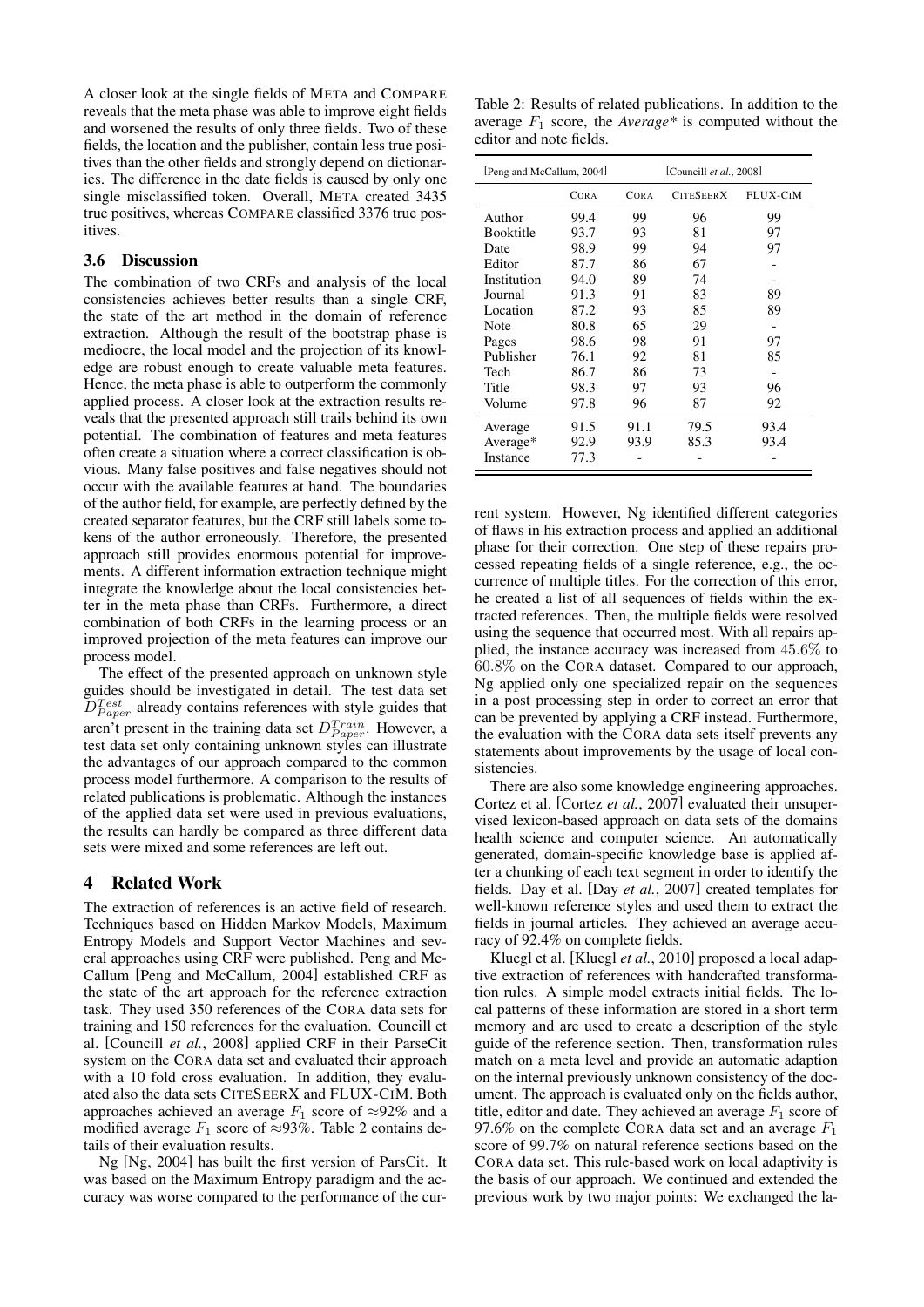A closer look at the single fields of META and COMPARE reveals that the meta phase was able to improve eight fields and worsened the results of only three fields. Two of these fields, the location and the publisher, contain less true positives than the other fields and strongly depend on dictionaries. The difference in the date fields is caused by only one single misclassified token. Overall, META created 3435 true positives, whereas COMPARE classified 3376 true positives.

### 3.6 Discussion

The combination of two CRFs and analysis of the local consistencies achieves better results than a single CRF, the state of the art method in the domain of reference extraction. Although the result of the bootstrap phase is mediocre, the local model and the projection of its knowledge are robust enough to create valuable meta features. Hence, the meta phase is able to outperform the commonly applied process. A closer look at the extraction results reveals that the presented approach still trails behind its own potential. The combination of features and meta features often create a situation where a correct classification is obvious. Many false positives and false negatives should not occur with the available features at hand. The boundaries of the author field, for example, are perfectly defined by the created separator features, but the CRF still labels some tokens of the author erroneously. Therefore, the presented approach still provides enormous potential for improvements. A different information extraction technique might integrate the knowledge about the local consistencies better in the meta phase than CRFs. Furthermore, a direct combination of both CRFs in the learning process or an improved projection of the meta features can improve our process model.

The effect of the presented approach on unknown style guides should be investigated in detail. The test data set $D^{Test}_{Paper}$ already contains references with style guides that aren't present in the training data set $D^{Train}_{Paper}$. However, a test data set only containing unknown styles can illustrate the advantages of our approach compared to the common process model furthermore. A comparison to the results of related publications is problematic. Although the instances of the applied data set were used in previous evaluations, the results can hardly be compared as three different data sets were mixed and some references are left out.

## 4 Related Work

The extraction of references is an active field of research. Techniques based on Hidden Markov Models, Maximum Entropy Models and Support Vector Machines and several approaches using CRF were published. Peng and McCallum [Peng and McCallum, 2004] established CRF as the state of the art approach for the reference extraction task. They used 350 references of the CORA data sets for training and 150 references for the evaluation. Councill et al. [Councill *et al.*, 2008] applied CRF in their ParseCit system on the CORA data set and evaluated their approach with a 10 fold cross evaluation. In addition, they evaluated also the data sets CITESEERX and FLUX-CIM. Both approaches achieved an average $F_1$ score of ≈92% and a modified average $F_1$ score of ≈93%. Table 2 contains details of their evaluation results.

Ng [Ng, 2004] has built the first version of ParsCit. It was based on the Maximum Entropy paradigm and the accuracy was worse compared to the performance of the current system. However, Ng identified different categories of flaws in his extraction process and applied an additional phase for their correction. One step of these repairs processed repeating fields of a single reference, e.g., the occurrence of multiple titles. For the correction of this error, he created a list of all sequences of fields within the extracted references. Then, the multiple fields were resolved using the sequence that occurred most. With all repairs applied, the instance accuracy was increased from 45.6% to 60.8% on the CORA dataset. Compared to our approach, Ng applied only one specialized repair on the sequences in a post processing step in order to correct an error that can be prevented by applying a CRF instead. Furthermore, the evaluation with the CORA data sets itself prevents any statements about improvements by the usage of local consistencies.

Table 2: Results of related publications. In addition to the average $F_1$ score, the *Average\** is computed without the editor and note fields.

| | [Peng and McCallum, 2004] | [Councill *et al.*, 2008] | | |
|---|---|---|---|---|
| | CORA | CORA | CITESEERX | FLUX-CIM |
| Author | 99.4 | 99 | 96 | 99 |
| Booktitle | 93.7 | 93 | 81 | 97 |
| Date | 98.9 | 99 | 94 | 97 |
| Editor | 87.7 | 86 | 67 | - |
| Institution | 94.0 | 89 | 74 | - |
| Journal | 91.3 | 91 | 83 | 89 |
| Location | 87.2 | 93 | 85 | 89 |
| Note | 80.8 | 65 | 29 | - |
| Pages | 98.6 | 98 | 91 | 97 |
| Publisher | 76.1 | 92 | 81 | 85 |
| Tech | 86.7 | 86 | 73 | - |
| Title | 98.3 | 97 | 93 | 96 |
| Volume | 97.8 | 96 | 87 | 92 |
| Average | 91.5 | 91.1 | 79.5 | 93.4 |
| Average* | 92.9 | 93.9 | 85.3 | 93.4 |
| Instance | 77.3 | - | - | - |

There are also some knowledge engineering approaches. Cortez et al. [Cortez *et al.*, 2007] evaluated their unsupervised lexicon-based approach on data sets of the domains health science and computer science. An automatically generated, domain-specific knowledge base is applied after a chunking of each text segment in order to identify the fields. Day et al. [Day *et al.*, 2007] created templates for well-known reference styles and used them to extract the fields in journal articles. They achieved an average accuracy of 92.4% on complete fields.

Kluegl et al. [Kluegl *et al.*, 2010] proposed a local adaptive extraction of references with handcrafted transformation rules. A simple model extracts initial fields. The local patterns of these information are stored in a short term memory and are used to create a description of the style guide of the reference section. Then, transformation rules match on a meta level and provide an automatic adaption on the internal previously unknown consistency of the document. The approach is evaluated only on the fields author, title, editor and date. They achieved an average $F_1$ score of 97.6% on the complete CORA data set and an average $F_1$ score of 99.7% on natural reference sections based on the CORA data set. This rule-based work on local adaptivity is the basis of our approach. We continued and extended the previous work by two major points: We exchanged the la-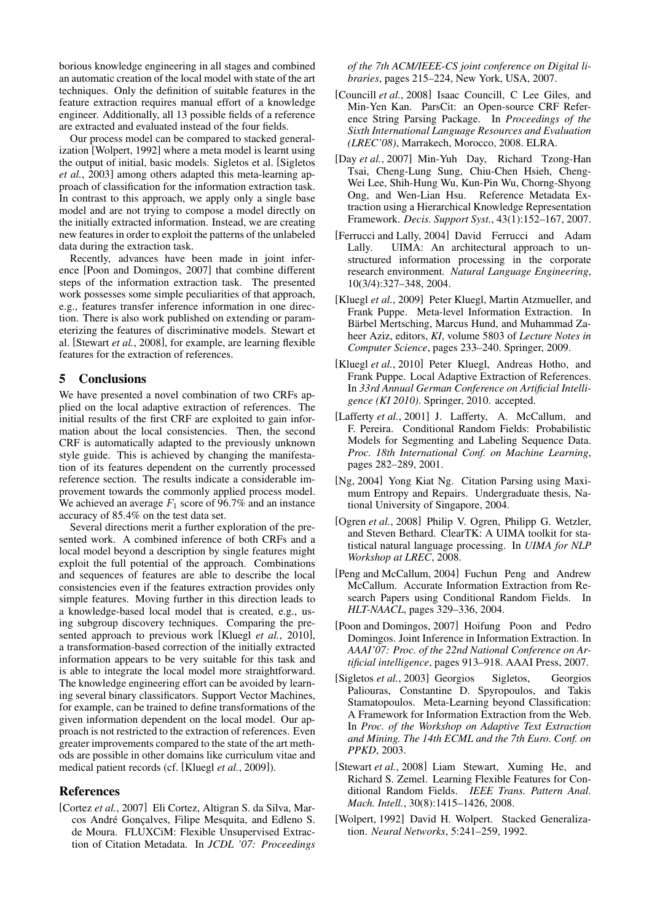borious knowledge engineering in all stages and combined an automatic creation of the local model with state of the art techniques. Only the definition of suitable features in the feature extraction requires manual effort of a knowledge engineer. Additionally, all 13 possible fields of a reference are extracted and evaluated instead of the four fields.

Our process model can be compared to stacked generalization [Wolpert, 1992] where a meta model is learnt using the output of initial, basic models. Sigletos et al. [Sigletos *et al.*, 2003] among others adapted this meta-learning approach of classification for the information extraction task. In contrast to this approach, we apply only a single base model and are not trying to compose a model directly on the initially extracted information. Instead, we are creating new features in order to exploit the patterns of the unlabeled data during the extraction task.

Recently, advances have been made in joint inference [Poon and Domingos, 2007] that combine different steps of the information extraction task. The presented work possesses some simple peculiarities of that approach, e.g., features transfer inference information in one direction. There is also work published on extending or parameterizing the features of discriminative models. Stewart et al. [Stewart *et al.*, 2008], for example, are learning flexible features for the extraction of references.

## 5 Conclusions

We have presented a novel combination of two CRFs applied on the local adaptive extraction of references. The initial results of the first CRF are exploited to gain information about the local consistencies. Then, the second CRF is automatically adapted to the previously unknown style guide. This is achieved by changing the manifestation of its features dependent on the currently processed reference section. The results indicate a considerable improvement towards the commonly applied process model. We achieved an average $F_1$ score of 96.7% and an instance accuracy of 85.4% on the test data set.

Several directions merit a further exploration of the presented work. A combined inference of both CRFs and a local model beyond a description by single features might exploit the full potential of the approach. Combinations and sequences of features are able to describe the local consistencies even if the features extraction provides only simple features. Moving further in this direction leads to a knowledge-based local model that is created, e.g., using subgroup discovery techniques. Comparing the presented approach to previous work [Kluegl *et al.*, 2010], a transformation-based correction of the initially extracted information appears to be very suitable for this task and is able to integrate the local model more straightforward. The knowledge engineering effort can be avoided by learning several binary classificators. Support Vector Machines, for example, can be trained to define transformations of the given information dependent on the local model. Our approach is not restricted to the extraction of references. Even greater improvements compared to the state of the art methods are possible in other domains like curriculum vitae and medical patient records (cf. [Kluegl *et al.*, 2009]).

## References

[Cortez *et al.*, 2007] Eli Cortez, Altigran S. da Silva, Marcos André Gonçalves, Filipe Mesquita, and Edleno S. de Moura. FLUXCiM: Flexible Unsupervised Extraction of Citation Metadata. In *JCDL '07: Proceedings of the 7th ACM/IEEE-CS joint conference on Digital libraries*, pages 215–224, New York, USA, 2007.

[Councill *et al.*, 2008] Isaac Councill, C Lee Giles, and Min-Yen Kan. ParsCit: an Open-source CRF Reference String Parsing Package. In *Proceedings of the Sixth International Language Resources and Evaluation (LREC'08)*, Marrakech, Morocco, 2008. ELRA.

[Day *et al.*, 2007] Min-Yuh Day, Richard Tzong-Han Tsai, Cheng-Lung Sung, Chiu-Chen Hsieh, Cheng-Wei Lee, Shih-Hung Wu, Kun-Pin Wu, Chorng-Shyong Ong, and Wen-Lian Hsu. Reference Metadata Extraction using a Hierarchical Knowledge Representation Framework. *Decis. Support Syst.*, 43(1):152–167, 2007.

[Ferrucci and Lally, 2004] David Ferrucci and Adam Lally. UIMA: An architectural approach to unstructured information processing in the corporate research environment. *Natural Language Engineering*, 10(3/4):327–348, 2004.

[Kluegl *et al.*, 2009] Peter Kluegl, Martin Atzmueller, and Frank Puppe. Meta-level Information Extraction. In Bärbel Mertsching, Marcus Hund, and Muhammad Zaheer Aziz, editors, *KI*, volume 5803 of *Lecture Notes in Computer Science*, pages 233–240. Springer, 2009.

[Kluegl *et al.*, 2010] Peter Kluegl, Andreas Hotho, and Frank Puppe. Local Adaptive Extraction of References. In *33rd Annual German Conference on Artificial Intelligence (KI 2010)*. Springer, 2010. accepted.

[Lafferty *et al.*, 2001] J. Lafferty, A. McCallum, and F. Pereira. Conditional Random Fields: Probabilistic Models for Segmenting and Labeling Sequence Data. *Proc. 18th International Conf. on Machine Learning*, pages 282–289, 2001.

[Ng, 2004] Yong Kiat Ng. Citation Parsing using Maximum Entropy and Repairs. Undergraduate thesis, National University of Singapore, 2004.

[Ogren *et al.*, 2008] Philip V. Ogren, Philipp G. Wetzler, and Steven Bethard. ClearTK: A UIMA toolkit for statistical natural language processing. In *UIMA for NLP Workshop at LREC*, 2008.

[Peng and McCallum, 2004] Fuchun Peng and Andrew McCallum. Accurate Information Extraction from Research Papers using Conditional Random Fields. In *HLT-NAACL*, pages 329–336, 2004.

[Poon and Domingos, 2007] Hoifung Poon and Pedro Domingos. Joint Inference in Information Extraction. In *AAAI'07: Proc. of the 22nd National Conference on Artificial intelligence*, pages 913–918. AAAI Press, 2007.

[Sigletos *et al.*, 2003] Georgios Sigletos, Georgios Paliouras, Constantine D. Spyropoulos, and Takis Stamatopoulos. Meta-Learning beyond Classification: A Framework for Information Extraction from the Web. In *Proc. of the Workshop on Adaptive Text Extraction and Mining. The 14th ECML and the 7th Euro. Conf. on PPKD*, 2003.

[Stewart *et al.*, 2008] Liam Stewart, Xuming He, and Richard S. Zemel. Learning Flexible Features for Conditional Random Fields. *IEEE Trans. Pattern Anal. Mach. Intell.*, 30(8):1415–1426, 2008.

[Wolpert, 1992] David H. Wolpert. Stacked Generalization. *Neural Networks*, 5:241–259, 1992.